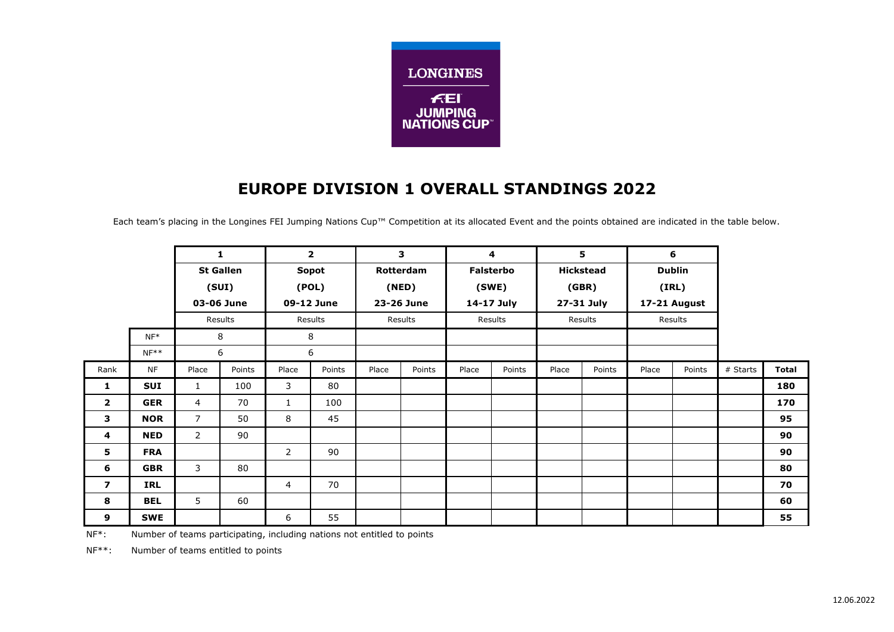LONGINES

FEI JUMPING NATIONS CUP™

# EUROPE DIVISION 1 OVERALL STANDINGS 2022

Each team's placing in the Longines FEI Jumping Nations Cup™ Competition at its allocated Event and the points obtained are indicated in the table below.

| | | 1 St Gallen (SUI) 03-06 June | | 2 Sopot (POL) 09-12 June | | 3 Rotterdam (NED) 23-26 June | | 4 Falsterbo (SWE) 14-17 July | | 5 Hickstead (GBR) 27-31 July | | 6 Dublin (IRL) 17-21 August | | | |
|---|---|---|---|---|---|---|---|---|---|---|---|---|---|---|---|
| | | Results | | Results | | Results | | Results | | Results | | Results | | | |
| | NF* | 8 | | 8 | | | | | | | | | | | |
| | NF** | 6 | | 6 | | | | | | | | | | | |
| Rank | NF | Place | Points | Place | Points | Place | Points | Place | Points | Place | Points | Place | Points | # Starts | **Total** |
| **1** | **SUI** | 1 | 100 | 3 | 80 | | | | | | | | | | **180** |
| **2** | **GER** | 4 | 70 | 1 | 100 | | | | | | | | | | **170** |
| **3** | **NOR** | 7 | 50 | 8 | 45 | | | | | | | | | | **95** |
| **4** | **NED** | 2 | 90 | | | | | | | | | | | | **90** |
| **5** | **FRA** | | | 2 | 90 | | | | | | | | | | **90** |
| **6** | **GBR** | 3 | 80 | | | | | | | | | | | | **80** |
| **7** | **IRL** | | | 4 | 70 | | | | | | | | | | **70** |
| **8** | **BEL** | 5 | 60 | | | | | | | | | | | | **60** |
| **9** | **SWE** | | | 6 | 55 | | | | | | | | | | **55** |

NF*: Number of teams participating, including nations not entitled to points

NF**: Number of teams entitled to points

12.06.2022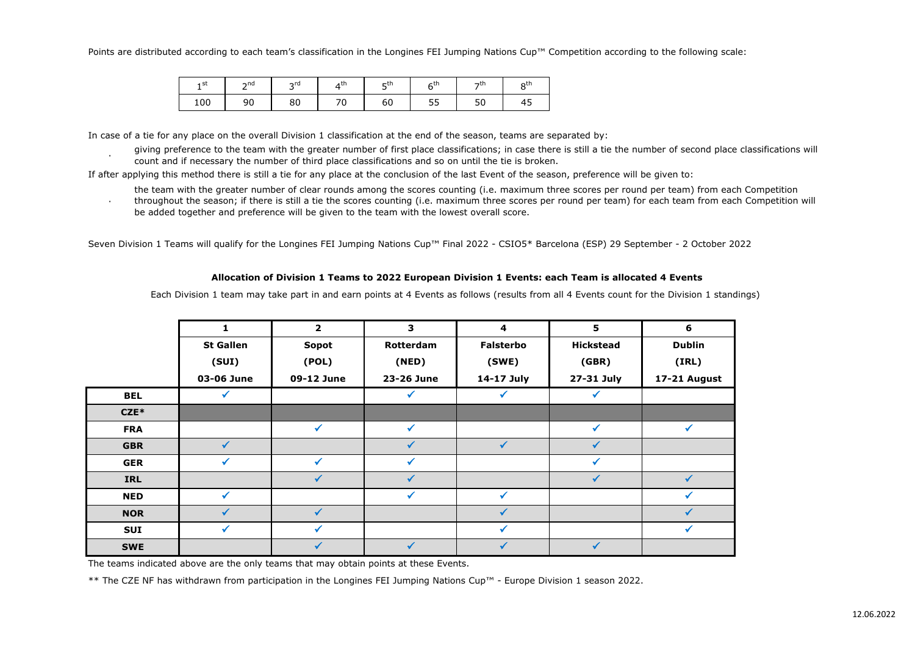Points are distributed according to each team's classification in the Longines FEI Jumping Nations Cup™ Competition according to the following scale:

| 1st | 2nd | 3rd | 4th | 5th | 6th | 7th | 8th |
|---|---|---|---|---|---|---|---|
| 100 | 90 | 80 | 70 | 60 | 55 | 50 | 45 |

In case of a tie for any place on the overall Division 1 classification at the end of the season, teams are separated by:

- giving preference to the team with the greater number of first place classifications; in case there is still a tie the number of second place classifications will count and if necessary the number of third place classifications and so on until the tie is broken.

If after applying this method there is still a tie for any place at the conclusion of the last Event of the season, preference will be given to:

- the team with the greater number of clear rounds among the scores counting (i.e. maximum three scores per round per team) from each Competition throughout the season; if there is still a tie the scores counting (i.e. maximum three scores per round per team) for each team from each Competition will be added together and preference will be given to the team with the lowest overall score.

Seven Division 1 Teams will qualify for the Longines FEI Jumping Nations Cup™ Final 2022 - CSIO5* Barcelona (ESP) 29 September - 2 October 2022

**Allocation of Division 1 Teams to 2022 European Division 1 Events: each Team is allocated 4 Events**

Each Division 1 team may take part in and earn points at 4 Events as follows (results from all 4 Events count for the Division 1 standings)

| | 1 St Gallen (SUI) 03-06 June | 2 Sopot (POL) 09-12 June | 3 Rotterdam (NED) 23-26 June | 4 Falsterbo (SWE) 14-17 July | 5 Hickstead (GBR) 27-31 July | 6 Dublin (IRL) 17-21 August |
|---|---|---|---|---|---|---|
| **BEL** | ✓ | | ✓ | ✓ | ✓ | |
| **CZE*** | | | | | | |
| **FRA** | | ✓ | ✓ | | ✓ | ✓ |
| **GBR** | ✓ | | ✓ | ✓ | ✓ | |
| **GER** | ✓ | ✓ | ✓ | | ✓ | |
| **IRL** | | ✓ | ✓ | | ✓ | ✓ |
| **NED** | ✓ | | ✓ | ✓ | | ✓ |
| **NOR** | ✓ | ✓ | | ✓ | | ✓ |
| **SUI** | ✓ | ✓ | | ✓ | | ✓ |
| **SWE** | | ✓ | ✓ | ✓ | ✓ | |

The teams indicated above are the only teams that may obtain points at these Events.

** The CZE NF has withdrawn from participation in the Longines FEI Jumping Nations Cup™ - Europe Division 1 season 2022.

12.06.2022